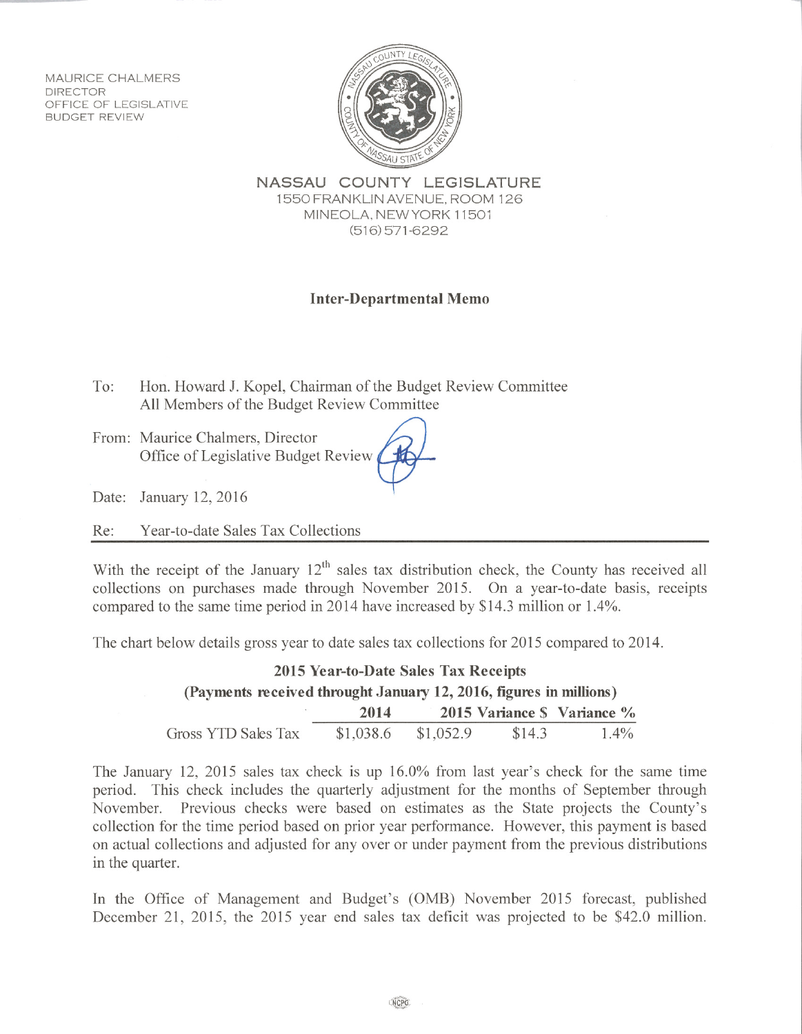MAURICE CHALMERS
DIRECTOR
OFFICE OF LEGISLATIVE
BUDGET REVIEW

**NASSAU COUNTY LEGISLATURE**
1550 FRANKLIN AVENUE, ROOM 126
MINEOLA, NEW YORK 11501
(516) 571-6292

## Inter-Departmental Memo

To: Hon. Howard J. Kopel, Chairman of the Budget Review Committee
All Members of the Budget Review Committee

From: Maurice Chalmers, Director
Office of Legislative Budget Review

Date: January 12, 2016

Re: Year-to-date Sales Tax Collections

---

With the receipt of the January 12th sales tax distribution check, the County has received all collections on purchases made through November 2015. On a year-to-date basis, receipts compared to the same time period in 2014 have increased by $14.3 million or 1.4%.

The chart below details gross year to date sales tax collections for 2015 compared to 2014.

**2015 Year-to-Date Sales Tax Receipts**
**(Payments received throught January 12, 2016, figures in millions)**

| | 2014 | 2015 | Variance $ | Variance % |
|---|---|---|---|---|
| Gross YTD Sales Tax | $1,038.6 | $1,052.9 | $14.3 | 1.4% |

The January 12, 2015 sales tax check is up 16.0% from last year's check for the same time period. This check includes the quarterly adjustment for the months of September through November. Previous checks were based on estimates as the State projects the County's collection for the time period based on prior year performance. However, this payment is based on actual collections and adjusted for any over or under payment from the previous distributions in the quarter.

In the Office of Management and Budget's (OMB) November 2015 forecast, published December 21, 2015, the 2015 year end sales tax deficit was projected to be $42.0 million.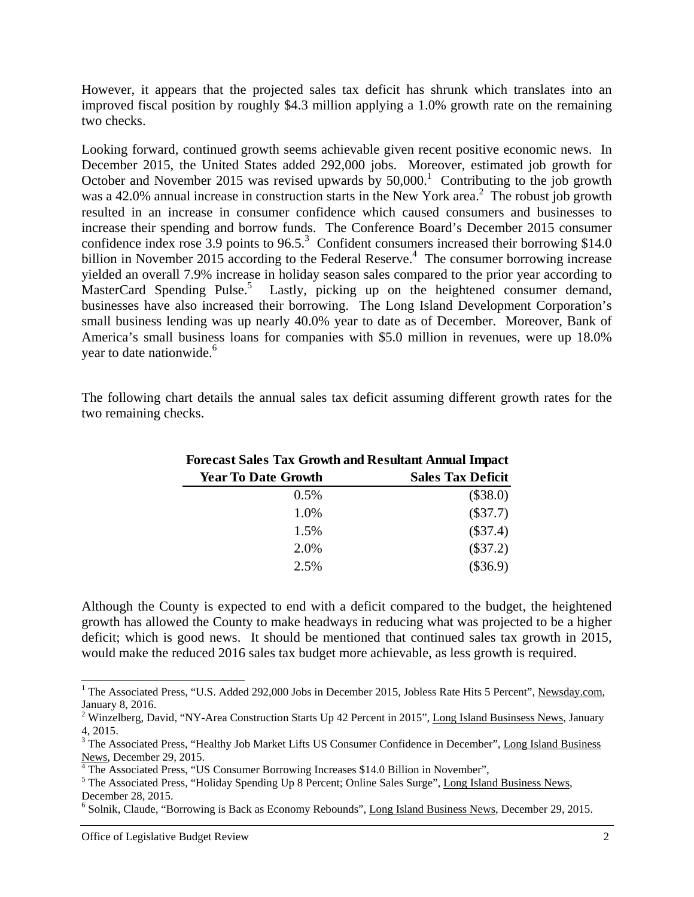However, it appears that the projected sales tax deficit has shrunk which translates into an improved fiscal position by roughly $4.3 million applying a 1.0% growth rate on the remaining two checks.

Looking forward, continued growth seems achievable given recent positive economic news. In December 2015, the United States added 292,000 jobs. Moreover, estimated job growth for October and November 2015 was revised upwards by 50,000.[1] Contributing to the job growth was a 42.0% annual increase in construction starts in the New York area.[2] The robust job growth resulted in an increase in consumer confidence which caused consumers and businesses to increase their spending and borrow funds. The Conference Board's December 2015 consumer confidence index rose 3.9 points to 96.5.[3] Confident consumers increased their borrowing $14.0 billion in November 2015 according to the Federal Reserve.[4] The consumer borrowing increase yielded an overall 7.9% increase in holiday season sales compared to the prior year according to MasterCard Spending Pulse.[5] Lastly, picking up on the heightened consumer demand, businesses have also increased their borrowing. The Long Island Development Corporation's small business lending was up nearly 40.0% year to date as of December. Moreover, Bank of America's small business loans for companies with $5.0 million in revenues, were up 18.0% year to date nationwide.[6]

The following chart details the annual sales tax deficit assuming different growth rates for the two remaining checks.

**Forecast Sales Tax Growth and Resultant Annual Impact**

| Year To Date Growth | Sales Tax Deficit |
|---:|---:|
| 0.5% | ($38.0) |
| 1.0% | ($37.7) |
| 1.5% | ($37.4) |
| 2.0% | ($37.2) |
| 2.5% | ($36.9) |

Although the County is expected to end with a deficit compared to the budget, the heightened growth has allowed the County to make headways in reducing what was projected to be a higher deficit; which is good news. It should be mentioned that continued sales tax growth in 2015, would make the reduced 2016 sales tax budget more achievable, as less growth is required.

---

[1] The Associated Press, "U.S. Added 292,000 Jobs in December 2015, Jobless Rate Hits 5 Percent", Newsday.com, January 8, 2016.

[2] Winzelberg, David, "NY-Area Construction Starts Up 42 Percent in 2015", Long Island Businsess News, January 4, 2015.

[3] The Associated Press, "Healthy Job Market Lifts US Consumer Confidence in December", Long Island Business News, December 29, 2015.

[4] The Associated Press, "US Consumer Borrowing Increases $14.0 Billion in November",

[5] The Associated Press, "Holiday Spending Up 8 Percent; Online Sales Surge", Long Island Business News, December 28, 2015.

[6] Solnik, Claude, "Borrowing is Back as Economy Rebounds", Long Island Business News, December 29, 2015.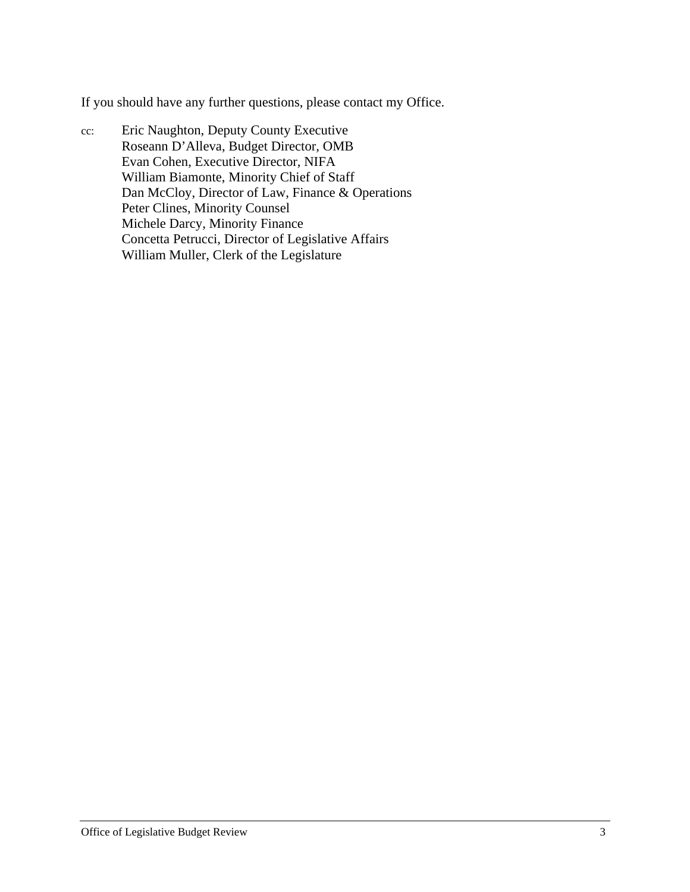If you should have any further questions, please contact my Office.

cc: Eric Naughton, Deputy County Executive
Roseann D'Alleva, Budget Director, OMB
Evan Cohen, Executive Director, NIFA
William Biamonte, Minority Chief of Staff
Dan McCloy, Director of Law, Finance & Operations
Peter Clines, Minority Counsel
Michele Darcy, Minority Finance
Concetta Petrucci, Director of Legislative Affairs
William Muller, Clerk of the Legislature